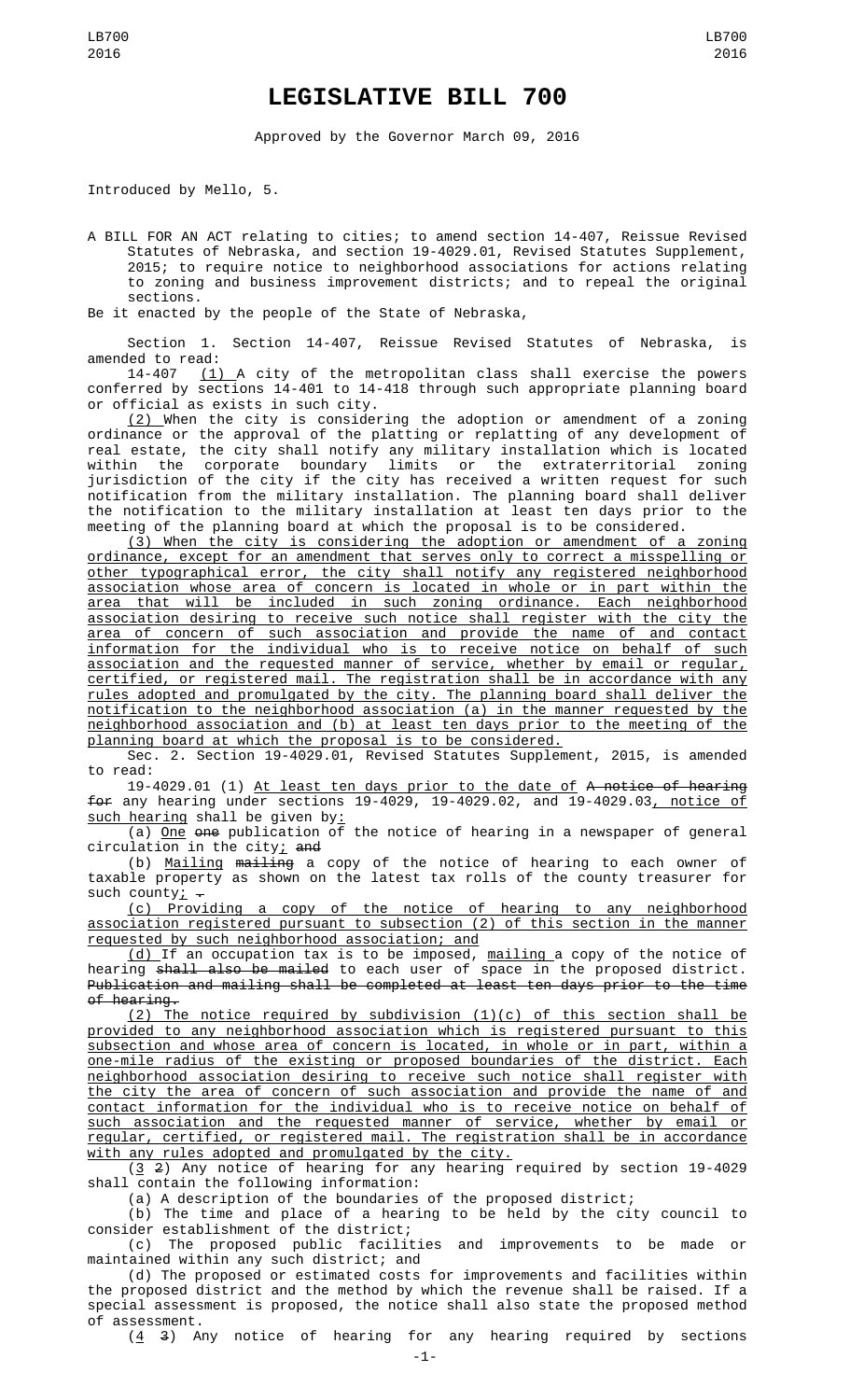# LEGISLATIVE BILL 700

Approved by the Governor March 09, 2016

Introduced by Mello, 5.

A BILL FOR AN ACT relating to cities; to amend section 14-407, Reissue Revised Statutes of Nebraska, and section 19-4029.01, Revised Statutes Supplement, 2015; to require notice to neighborhood associations for actions relating to zoning and business improvement districts; and to repeal the original sections.

Be it enacted by the people of the State of Nebraska,

Section 1. Section 14-407, Reissue Revised Statutes of Nebraska, is amended to read:

14-407 (1) A city of the metropolitan class shall exercise the powers conferred by sections 14-401 to 14-418 through such appropriate planning board or official as exists in such city.

(2) When the city is considering the adoption or amendment of a zoning ordinance or the approval of the platting or replatting of any development of real estate, the city shall notify any military installation which is located within the corporate boundary limits or the extraterritorial zoning jurisdiction of the city if the city has received a written request for such notification from the military installation. The planning board shall deliver the notification to the military installation at least ten days prior to the meeting of the planning board at which the proposal is to be considered.

(3) When the city is considering the adoption or amendment of a zoning ordinance, except for an amendment that serves only to correct a misspelling or other typographical error, the city shall notify any registered neighborhood association whose area of concern is located in whole or in part within the area that will be included in such zoning ordinance. Each neighborhood association desiring to receive such notice shall register with the city the area of concern of such association and provide the name of and contact information for the individual who is to receive notice on behalf of such association and the requested manner of service, whether by email or regular, certified, or registered mail. The registration shall be in accordance with any rules adopted and promulgated by the city. The planning board shall deliver the notification to the neighborhood association (a) in the manner requested by the neighborhood association and (b) at least ten days prior to the meeting of the planning board at which the proposal is to be considered.

Sec. 2. Section 19-4029.01, Revised Statutes Supplement, 2015, is amended to read:

19-4029.01 (1) At least ten days prior to the date of ~~A notice of hearing for~~ any hearing under sections 19-4029, 19-4029.02, and 19-4029.03, notice of such hearing shall be given by:

(a) One ~~one~~ publication of the notice of hearing in a newspaper of general circulation in the city; ~~and~~

(b) Mailing ~~mailing~~ a copy of the notice of hearing to each owner of taxable property as shown on the latest tax rolls of the county treasurer for such county; ~~.~~

(c) Providing a copy of the notice of hearing to any neighborhood association registered pursuant to subsection (2) of this section in the manner requested by such neighborhood association; and

(d) If an occupation tax is to be imposed, mailing a copy of the notice of hearing ~~shall also be mailed~~ to each user of space in the proposed district. ~~Publication and mailing shall be completed at least ten days prior to the time of hearing.~~

(2) The notice required by subdivision (1)(c) of this section shall be provided to any neighborhood association which is registered pursuant to this subsection and whose area of concern is located, in whole or in part, within a one-mile radius of the existing or proposed boundaries of the district. Each neighborhood association desiring to receive such notice shall register with the city the area of concern of such association and provide the name of and contact information for the individual who is to receive notice on behalf of such association and the requested manner of service, whether by email or regular, certified, or registered mail. The registration shall be in accordance with any rules adopted and promulgated by the city.

(3 ~~2~~) Any notice of hearing for any hearing required by section 19-4029 shall contain the following information:

(a) A description of the boundaries of the proposed district;

(b) The time and place of a hearing to be held by the city council to consider establishment of the district;

(c) The proposed public facilities and improvements to be made or maintained within any such district; and

(d) The proposed or estimated costs for improvements and facilities within the proposed district and the method by which the revenue shall be raised. If a special assessment is proposed, the notice shall also state the proposed method of assessment.

(4 ~~3~~) Any notice of hearing for any hearing required by sections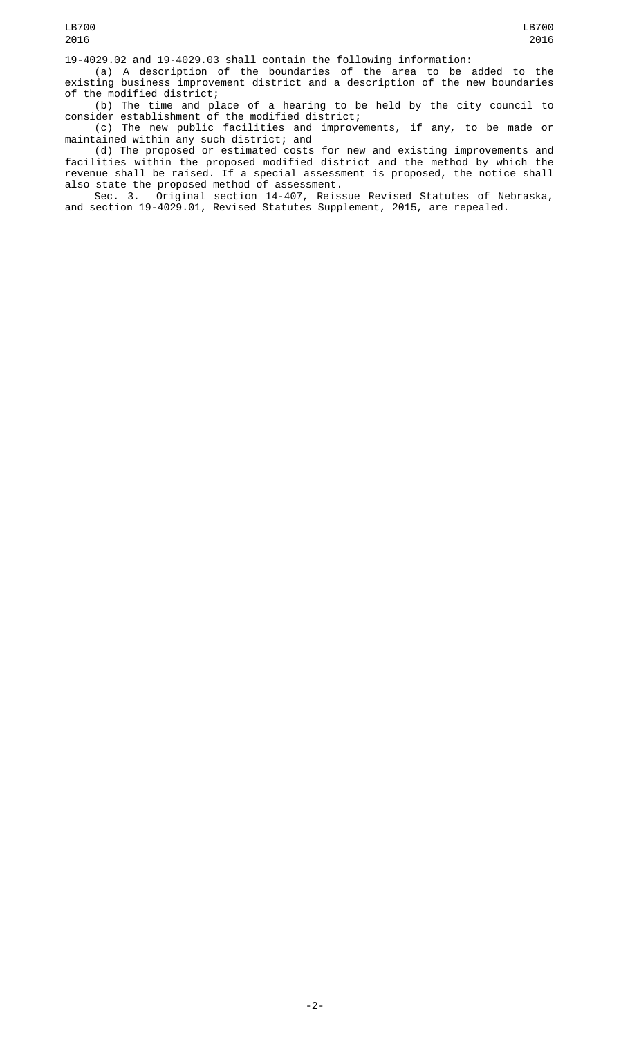19-4029.02 and 19-4029.03 shall contain the following information:

(a) A description of the boundaries of the area to be added to the existing business improvement district and a description of the new boundaries of the modified district;

(b) The time and place of a hearing to be held by the city council to consider establishment of the modified district;

(c) The new public facilities and improvements, if any, to be made or maintained within any such district; and

(d) The proposed or estimated costs for new and existing improvements and facilities within the proposed modified district and the method by which the revenue shall be raised. If a special assessment is proposed, the notice shall also state the proposed method of assessment.

Sec. 3. Original section 14-407, Reissue Revised Statutes of Nebraska, and section 19-4029.01, Revised Statutes Supplement, 2015, are repealed.